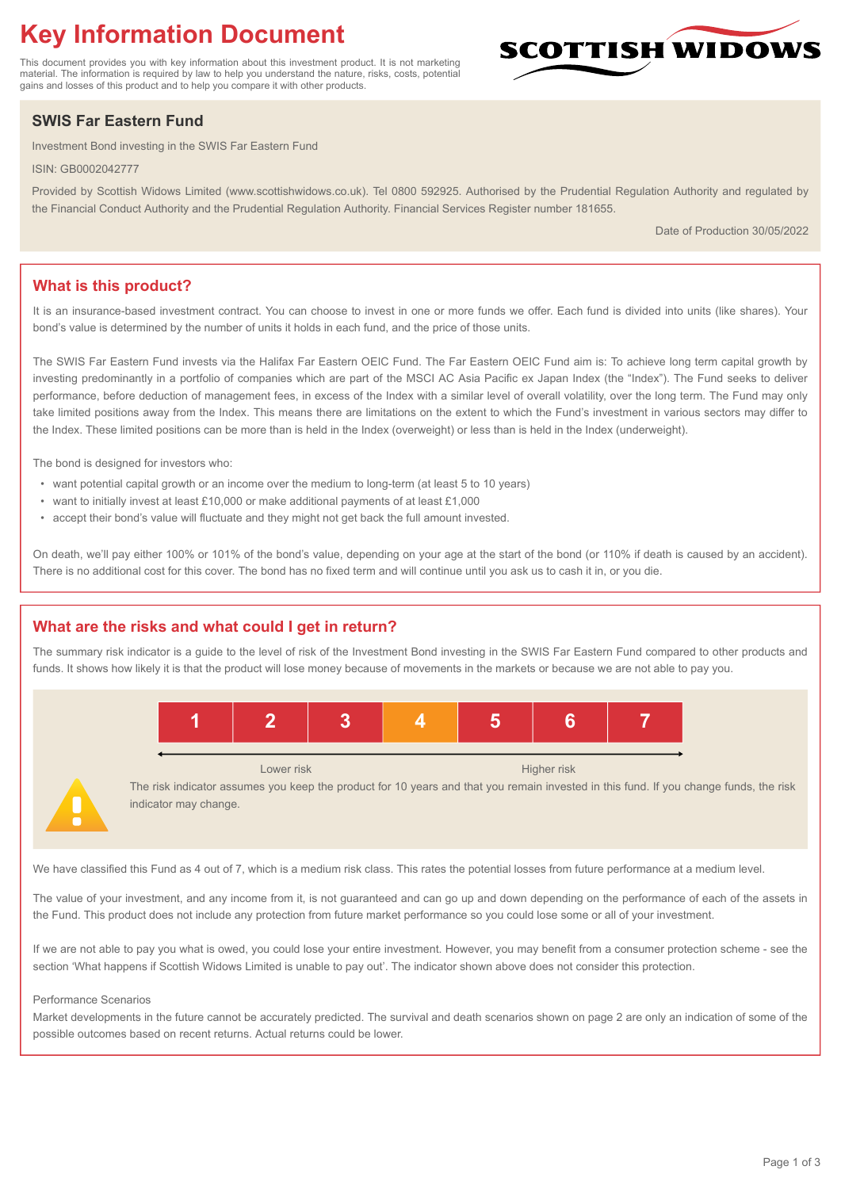# Key Information Document

This document provides you with key information about this investment product. It is not marketing material. The information is required by law to help you understand the nature, risks, costs, potential gains and losses of this product and to help you compare it with other products.

SCOTTISH WIDOWS

## SWIS Far Eastern Fund

Investment Bond investing in the SWIS Far Eastern Fund

ISIN: GB0002042777

Provided by Scottish Widows Limited (www.scottishwidows.co.uk). Tel 0800 592925. Authorised by the Prudential Regulation Authority and regulated by the Financial Conduct Authority and the Prudential Regulation Authority. Financial Services Register number 181655.

Date of Production 30/05/2022

## What is this product?

It is an insurance-based investment contract. You can choose to invest in one or more funds we offer. Each fund is divided into units (like shares). Your bond's value is determined by the number of units it holds in each fund, and the price of those units.

The SWIS Far Eastern Fund invests via the Halifax Far Eastern OEIC Fund. The Far Eastern OEIC Fund aim is: To achieve long term capital growth by investing predominantly in a portfolio of companies which are part of the MSCI AC Asia Pacific ex Japan Index (the "Index"). The Fund seeks to deliver performance, before deduction of management fees, in excess of the Index with a similar level of overall volatility, over the long term. The Fund may only take limited positions away from the Index. This means there are limitations on the extent to which the Fund's investment in various sectors may differ to the Index. These limited positions can be more than is held in the Index (overweight) or less than is held in the Index (underweight).

The bond is designed for investors who:

- want potential capital growth or an income over the medium to long-term (at least 5 to 10 years)
- want to initially invest at least £10,000 or make additional payments of at least £1,000
- accept their bond's value will fluctuate and they might not get back the full amount invested.

On death, we'll pay either 100% or 101% of the bond's value, depending on your age at the start of the bond (or 110% if death is caused by an accident). There is no additional cost for this cover. The bond has no fixed term and will continue until you ask us to cash it in, or you die.

## What are the risks and what could I get in return?

The summary risk indicator is a guide to the level of risk of the Investment Bond investing in the SWIS Far Eastern Fund compared to other products and funds. It shows how likely it is that the product will lose money because of movements in the markets or because we are not able to pay you.

1 2 3 **4** 5 6 7

Lower risk — Higher risk

The risk indicator assumes you keep the product for 10 years and that you remain invested in this fund. If you change funds, the risk indicator may change.

We have classified this Fund as 4 out of 7, which is a medium risk class. This rates the potential losses from future performance at a medium level.

The value of your investment, and any income from it, is not guaranteed and can go up and down depending on the performance of each of the assets in the Fund. This product does not include any protection from future market performance so you could lose some or all of your investment.

If we are not able to pay you what is owed, you could lose your entire investment. However, you may benefit from a consumer protection scheme - see the section 'What happens if Scottish Widows Limited is unable to pay out'. The indicator shown above does not consider this protection.

Performance Scenarios

Market developments in the future cannot be accurately predicted. The survival and death scenarios shown on page 2 are only an indication of some of the possible outcomes based on recent returns. Actual returns could be lower.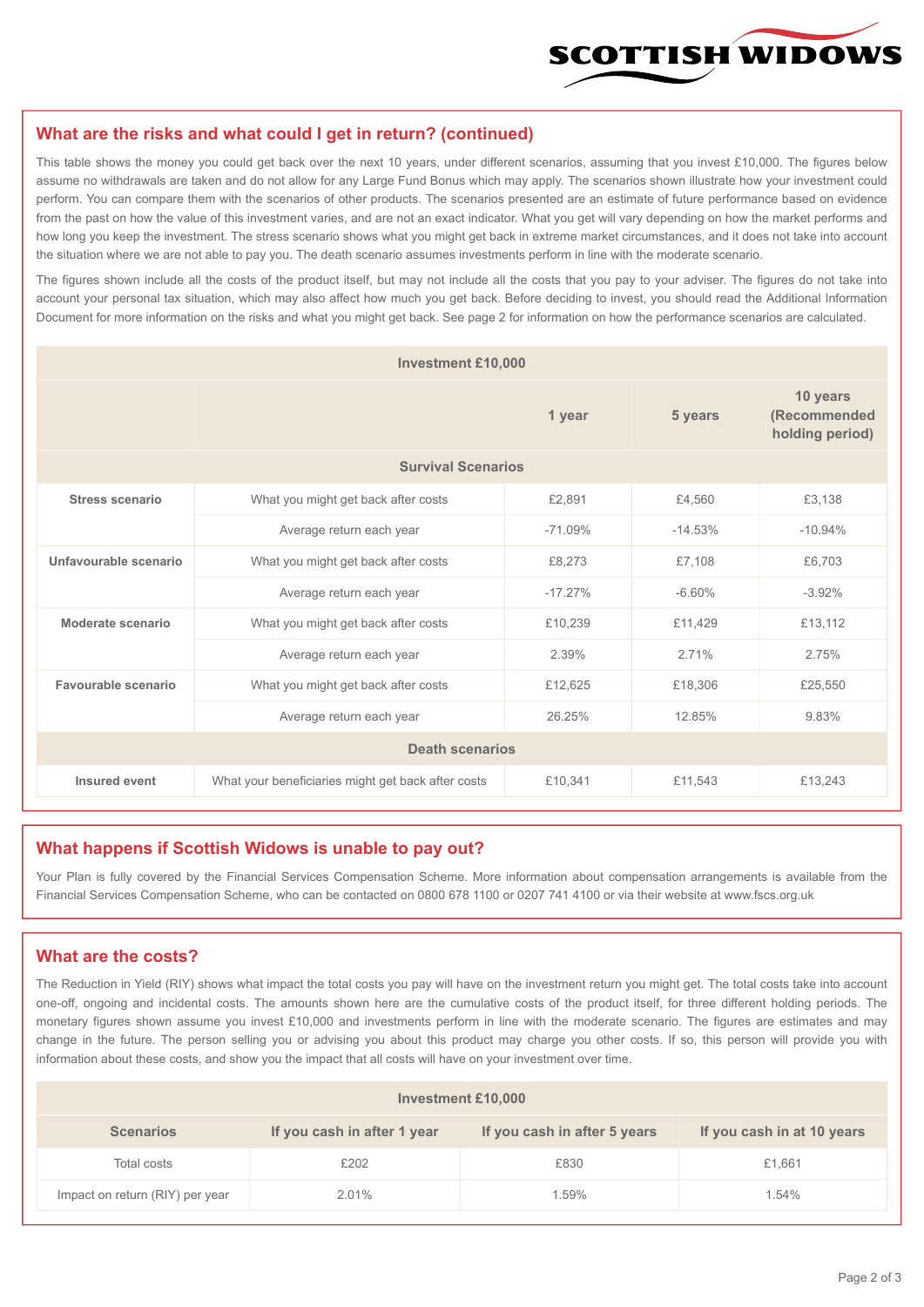## What are the risks and what could I get in return? (continued)

This table shows the money you could get back over the next 10 years, under different scenarios, assuming that you invest £10,000. The figures below assume no withdrawals are taken and do not allow for any Large Fund Bonus which may apply. The scenarios shown illustrate how your investment could perform. You can compare them with the scenarios of other products. The scenarios presented are an estimate of future performance based on evidence from the past on how the value of this investment varies, and are not an exact indicator. What you get will vary depending on how the market performs and how long you keep the investment. The stress scenario shows what you might get back in extreme market circumstances, and it does not take into account the situation where we are not able to pay you. The death scenario assumes investments perform in line with the moderate scenario.

The figures shown include all the costs of the product itself, but may not include all the costs that you pay to your adviser. The figures do not take into account your personal tax situation, which may also affect how much you get back. Before deciding to invest, you should read the Additional Information Document for more information on the risks and what you might get back. See page 2 for information on how the performance scenarios are calculated.

| Investment £10,000 | | | | |
|---|---|---|---|---|
| | | 1 year | 5 years | 10 years (Recommended holding period) |
| **Survival Scenarios** | | | | |
| **Stress scenario** | What you might get back after costs | £2,891 | £4,560 | £3,138 |
| | Average return each year | -71.09% | -14.53% | -10.94% |
| **Unfavourable scenario** | What you might get back after costs | £8,273 | £7,108 | £6,703 |
| | Average return each year | -17.27% | -6.60% | -3.92% |
| **Moderate scenario** | What you might get back after costs | £10,239 | £11,429 | £13,112 |
| | Average return each year | 2.39% | 2.71% | 2.75% |
| **Favourable scenario** | What you might get back after costs | £12,625 | £18,306 | £25,550 |
| | Average return each year | 26.25% | 12.85% | 9.83% |
| **Death scenarios** | | | | |
| **Insured event** | What your beneficiaries might get back after costs | £10,341 | £11,543 | £13,243 |

## What happens if Scottish Widows is unable to pay out?

Your Plan is fully covered by the Financial Services Compensation Scheme. More information about compensation arrangements is available from the Financial Services Compensation Scheme, who can be contacted on 0800 678 1100 or 0207 741 4100 or via their website at www.fscs.org.uk

## What are the costs?

The Reduction in Yield (RIY) shows what impact the total costs you pay will have on the investment return you might get. The total costs take into account one-off, ongoing and incidental costs. The amounts shown here are the cumulative costs of the product itself, for three different holding periods. The monetary figures shown assume you invest £10,000 and investments perform in line with the moderate scenario. The figures are estimates and may change in the future. The person selling you or advising you about this product may charge you other costs. If so, this person will provide you with information about these costs, and show you the impact that all costs will have on your investment over time.

| Investment £10,000 | | | |
|---|---|---|---|
| **Scenarios** | **If you cash in after 1 year** | **If you cash in after 5 years** | **If you cash in at 10 years** |
| Total costs | £202 | £830 | £1,661 |
| Impact on return (RIY) per year | 2.01% | 1.59% | 1.54% |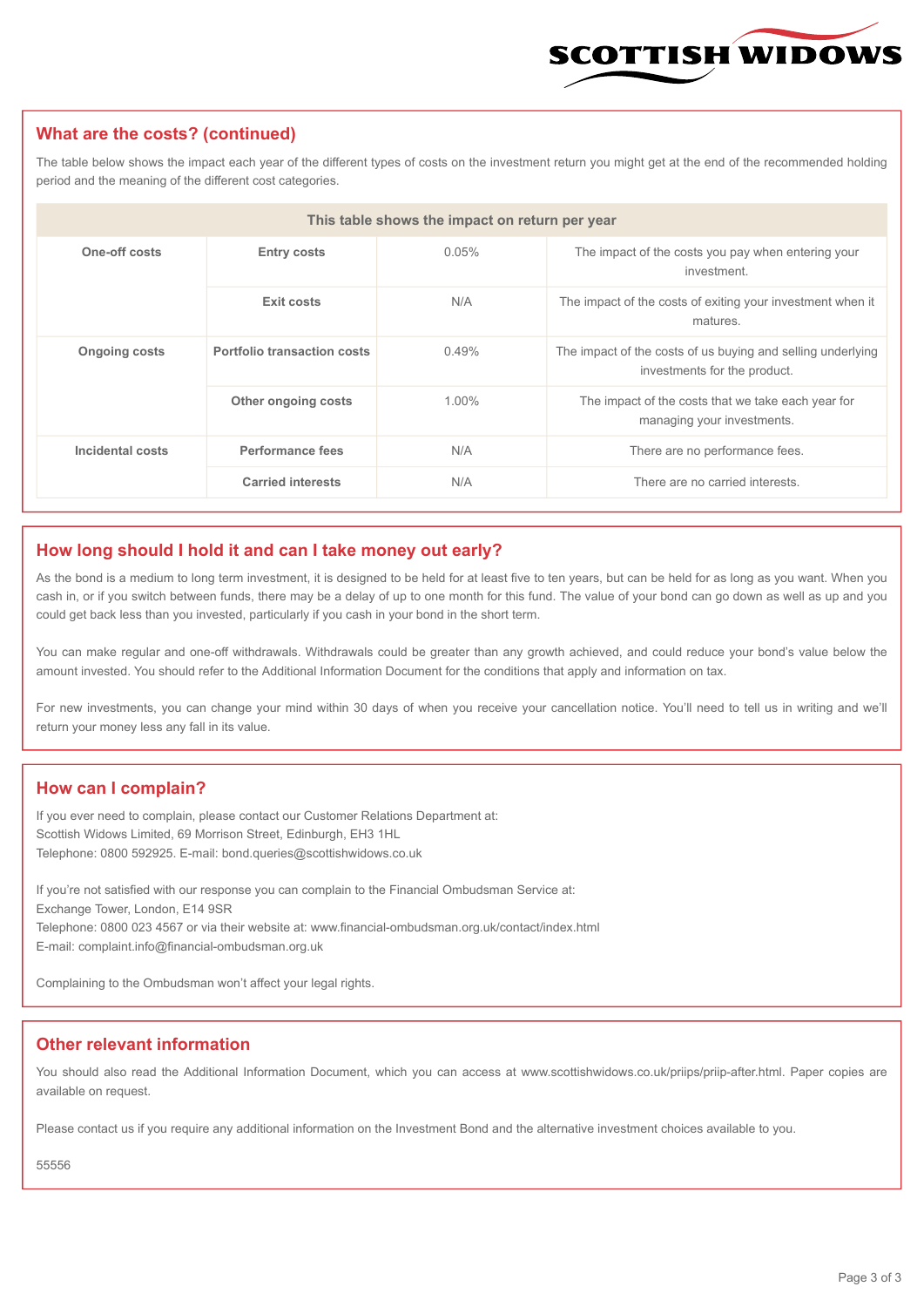## What are the costs? (continued)

The table below shows the impact each year of the different types of costs on the investment return you might get at the end of the recommended holding period and the meaning of the different cost categories.

| This table shows the impact on return per year | | | |
|---|---|---|---|
| **One-off costs** | **Entry costs** | 0.05% | The impact of the costs you pay when entering your investment. |
| | **Exit costs** | N/A | The impact of the costs of exiting your investment when it matures. |
| **Ongoing costs** | **Portfolio transaction costs** | 0.49% | The impact of the costs of us buying and selling underlying investments for the product. |
| | **Other ongoing costs** | 1.00% | The impact of the costs that we take each year for managing your investments. |
| **Incidental costs** | **Performance fees** | N/A | There are no performance fees. |
| | **Carried interests** | N/A | There are no carried interests. |

## How long should I hold it and can I take money out early?

As the bond is a medium to long term investment, it is designed to be held for at least five to ten years, but can be held for as long as you want. When you cash in, or if you switch between funds, there may be a delay of up to one month for this fund. The value of your bond can go down as well as up and you could get back less than you invested, particularly if you cash in your bond in the short term.

You can make regular and one-off withdrawals. Withdrawals could be greater than any growth achieved, and could reduce your bond's value below the amount invested. You should refer to the Additional Information Document for the conditions that apply and information on tax.

For new investments, you can change your mind within 30 days of when you receive your cancellation notice. You'll need to tell us in writing and we'll return your money less any fall in its value.

## How can I complain?

If you ever need to complain, please contact our Customer Relations Department at:
Scottish Widows Limited, 69 Morrison Street, Edinburgh, EH3 1HL
Telephone: 0800 592925. E-mail: bond.queries@scottishwidows.co.uk

If you're not satisfied with our response you can complain to the Financial Ombudsman Service at:
Exchange Tower, London, E14 9SR
Telephone: 0800 023 4567 or via their website at: www.financial-ombudsman.org.uk/contact/index.html
E-mail: complaint.info@financial-ombudsman.org.uk

Complaining to the Ombudsman won't affect your legal rights.

## Other relevant information

You should also read the Additional Information Document, which you can access at www.scottishwidows.co.uk/priips/priip-after.html. Paper copies are available on request.

Please contact us if you require any additional information on the Investment Bond and the alternative investment choices available to you.

55556